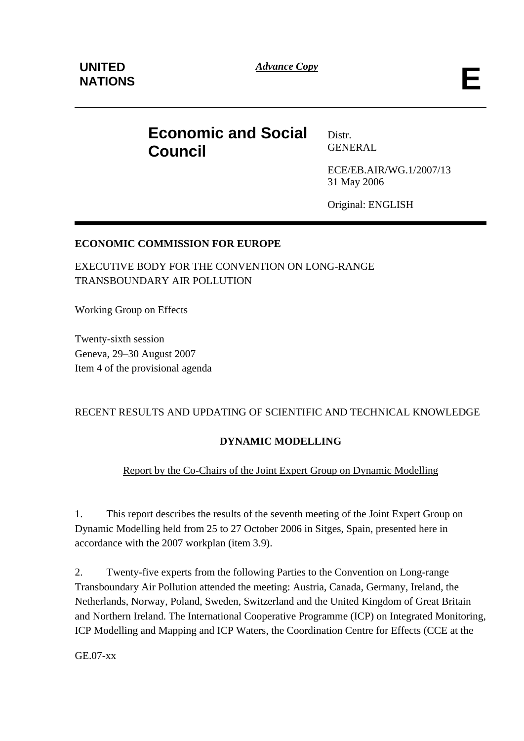UNITED NATIONS

*Advance Copy*

**E**

# Economic and Social Council

Distr.
GENERAL

ECE/EB.AIR/WG.1/2007/13
31 May 2006

Original: ENGLISH

**ECONOMIC COMMISSION FOR EUROPE**

EXECUTIVE BODY FOR THE CONVENTION ON LONG-RANGE TRANSBOUNDARY AIR POLLUTION

Working Group on Effects

Twenty-sixth session
Geneva, 29–30 August 2007
Item 4 of the provisional agenda

RECENT RESULTS AND UPDATING OF SCIENTIFIC AND TECHNICAL KNOWLEDGE

## DYNAMIC MODELLING

Report by the Co-Chairs of the Joint Expert Group on Dynamic Modelling

1. This report describes the results of the seventh meeting of the Joint Expert Group on Dynamic Modelling held from 25 to 27 October 2006 in Sitges, Spain, presented here in accordance with the 2007 workplan (item 3.9).

2. Twenty-five experts from the following Parties to the Convention on Long-range Transboundary Air Pollution attended the meeting: Austria, Canada, Germany, Ireland, the Netherlands, Norway, Poland, Sweden, Switzerland and the United Kingdom of Great Britain and Northern Ireland. The International Cooperative Programme (ICP) on Integrated Monitoring, ICP Modelling and Mapping and ICP Waters, the Coordination Centre for Effects (CCE at the

GE.07-xx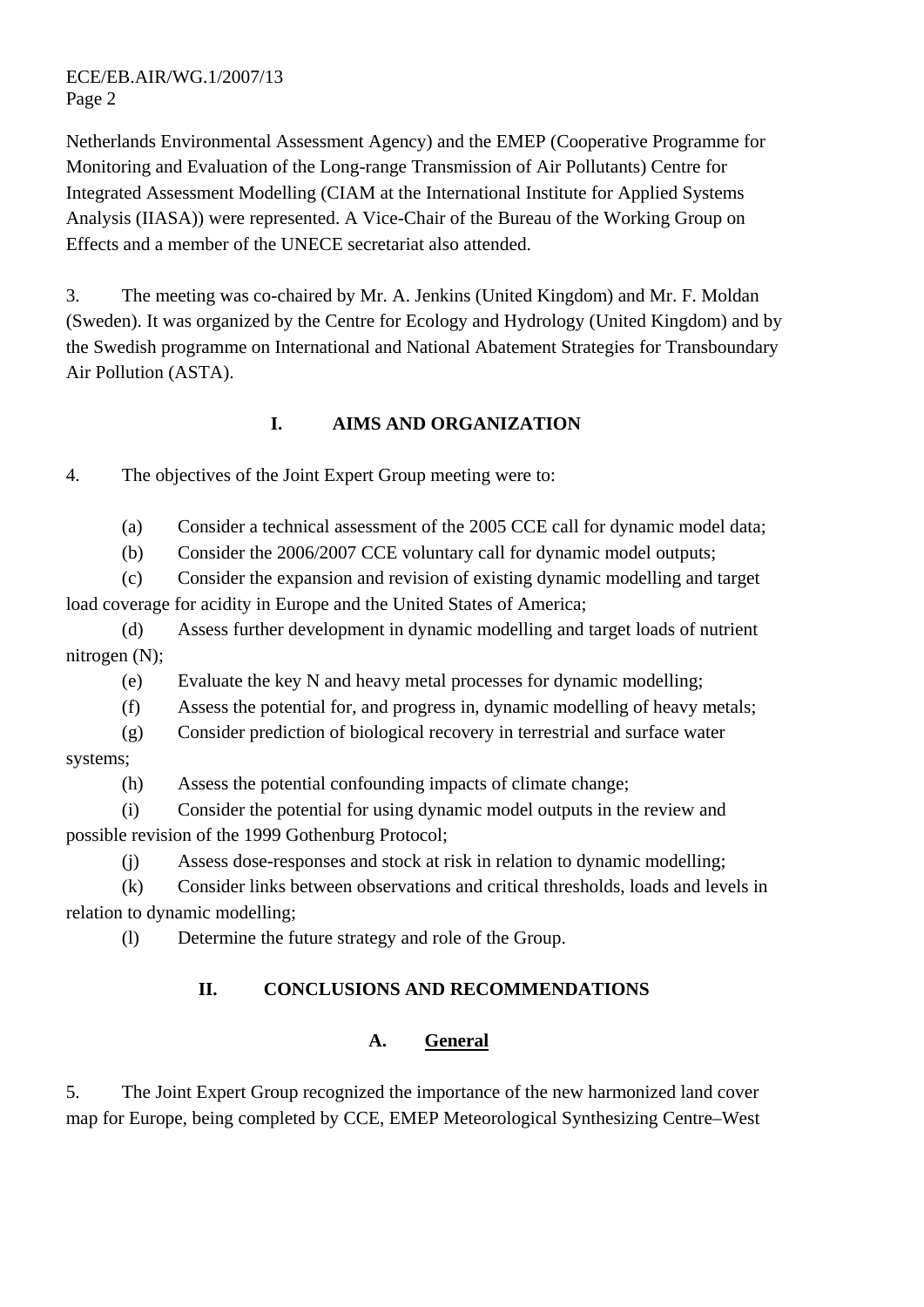Netherlands Environmental Assessment Agency) and the EMEP (Cooperative Programme for Monitoring and Evaluation of the Long-range Transmission of Air Pollutants) Centre for Integrated Assessment Modelling (CIAM at the International Institute for Applied Systems Analysis (IIASA)) were represented. A Vice-Chair of the Bureau of the Working Group on Effects and a member of the UNECE secretariat also attended.

3. The meeting was co-chaired by Mr. A. Jenkins (United Kingdom) and Mr. F. Moldan (Sweden). It was organized by the Centre for Ecology and Hydrology (United Kingdom) and by the Swedish programme on International and National Abatement Strategies for Transboundary Air Pollution (ASTA).

## I. AIMS AND ORGANIZATION

4. The objectives of the Joint Expert Group meeting were to:

(a) Consider a technical assessment of the 2005 CCE call for dynamic model data;

(b) Consider the 2006/2007 CCE voluntary call for dynamic model outputs;

(c) Consider the expansion and revision of existing dynamic modelling and target load coverage for acidity in Europe and the United States of America;

(d) Assess further development in dynamic modelling and target loads of nutrient nitrogen (N);

(e) Evaluate the key N and heavy metal processes for dynamic modelling;

(f) Assess the potential for, and progress in, dynamic modelling of heavy metals;

(g) Consider prediction of biological recovery in terrestrial and surface water systems;

(h) Assess the potential confounding impacts of climate change;

(i) Consider the potential for using dynamic model outputs in the review and possible revision of the 1999 Gothenburg Protocol;

(j) Assess dose-responses and stock at risk in relation to dynamic modelling;

(k) Consider links between observations and critical thresholds, loads and levels in relation to dynamic modelling;

(l) Determine the future strategy and role of the Group.

## II. CONCLUSIONS AND RECOMMENDATIONS

### A. General

5. The Joint Expert Group recognized the importance of the new harmonized land cover map for Europe, being completed by CCE, EMEP Meteorological Synthesizing Centre–West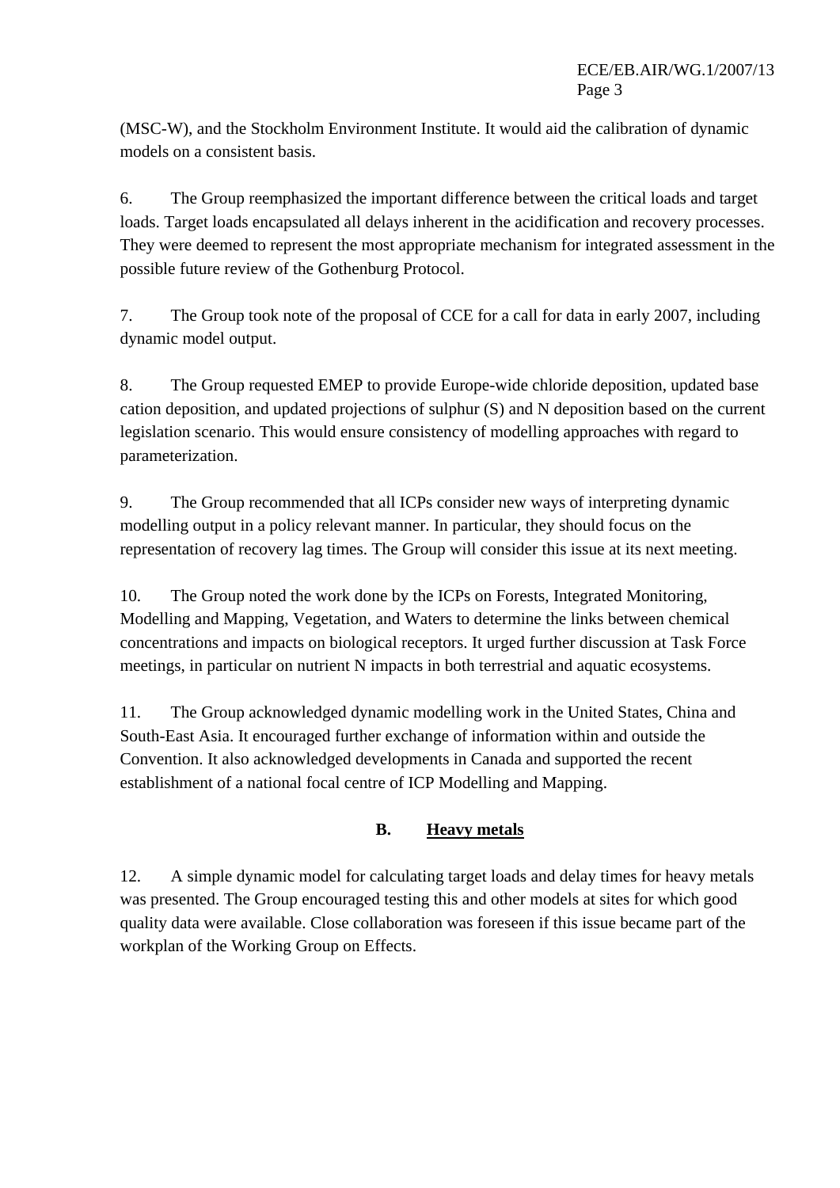(MSC-W), and the Stockholm Environment Institute. It would aid the calibration of dynamic models on a consistent basis.

6. The Group reemphasized the important difference between the critical loads and target loads. Target loads encapsulated all delays inherent in the acidification and recovery processes. They were deemed to represent the most appropriate mechanism for integrated assessment in the possible future review of the Gothenburg Protocol.

7. The Group took note of the proposal of CCE for a call for data in early 2007, including dynamic model output.

8. The Group requested EMEP to provide Europe-wide chloride deposition, updated base cation deposition, and updated projections of sulphur (S) and N deposition based on the current legislation scenario. This would ensure consistency of modelling approaches with regard to parameterization.

9. The Group recommended that all ICPs consider new ways of interpreting dynamic modelling output in a policy relevant manner. In particular, they should focus on the representation of recovery lag times. The Group will consider this issue at its next meeting.

10. The Group noted the work done by the ICPs on Forests, Integrated Monitoring, Modelling and Mapping, Vegetation, and Waters to determine the links between chemical concentrations and impacts on biological receptors. It urged further discussion at Task Force meetings, in particular on nutrient N impacts in both terrestrial and aquatic ecosystems.

11. The Group acknowledged dynamic modelling work in the United States, China and South-East Asia. It encouraged further exchange of information within and outside the Convention. It also acknowledged developments in Canada and supported the recent establishment of a national focal centre of ICP Modelling and Mapping.

## B. Heavy metals

12. A simple dynamic model for calculating target loads and delay times for heavy metals was presented. The Group encouraged testing this and other models at sites for which good quality data were available. Close collaboration was foreseen if this issue became part of the workplan of the Working Group on Effects.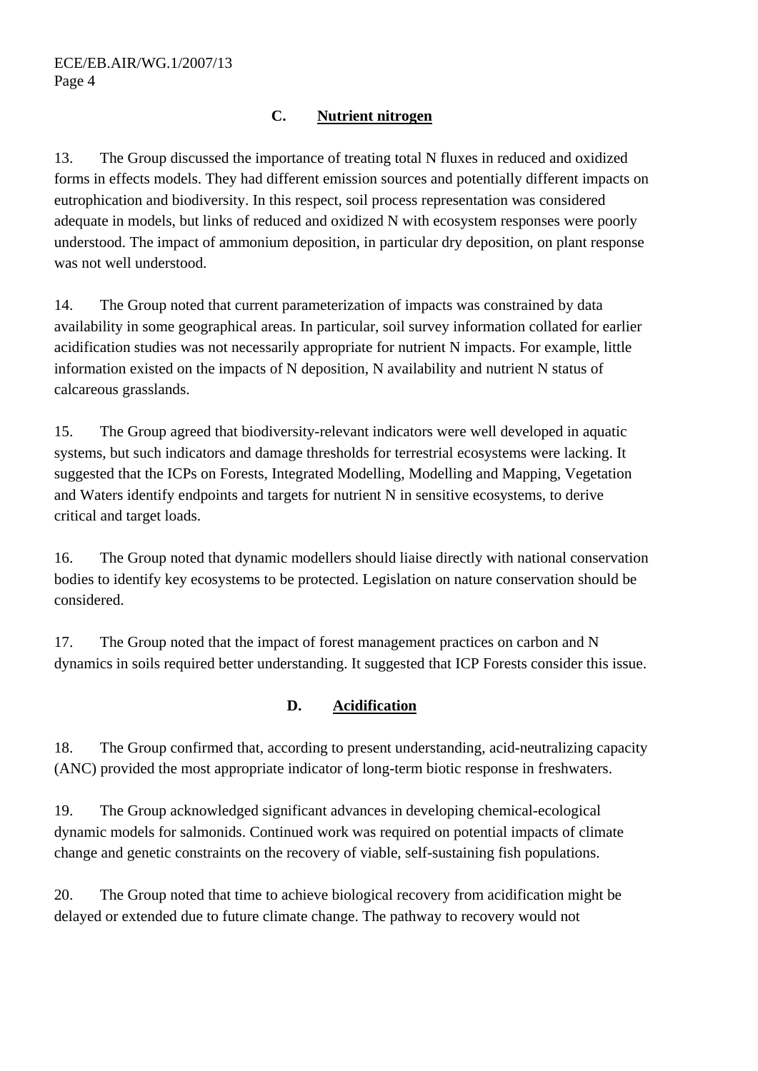## C. Nutrient nitrogen

13. The Group discussed the importance of treating total N fluxes in reduced and oxidized forms in effects models. They had different emission sources and potentially different impacts on eutrophication and biodiversity. In this respect, soil process representation was considered adequate in models, but links of reduced and oxidized N with ecosystem responses were poorly understood. The impact of ammonium deposition, in particular dry deposition, on plant response was not well understood.

14. The Group noted that current parameterization of impacts was constrained by data availability in some geographical areas. In particular, soil survey information collated for earlier acidification studies was not necessarily appropriate for nutrient N impacts. For example, little information existed on the impacts of N deposition, N availability and nutrient N status of calcareous grasslands.

15. The Group agreed that biodiversity-relevant indicators were well developed in aquatic systems, but such indicators and damage thresholds for terrestrial ecosystems were lacking. It suggested that the ICPs on Forests, Integrated Modelling, Modelling and Mapping, Vegetation and Waters identify endpoints and targets for nutrient N in sensitive ecosystems, to derive critical and target loads.

16. The Group noted that dynamic modellers should liaise directly with national conservation bodies to identify key ecosystems to be protected. Legislation on nature conservation should be considered.

17. The Group noted that the impact of forest management practices on carbon and N dynamics in soils required better understanding. It suggested that ICP Forests consider this issue.

## D. Acidification

18. The Group confirmed that, according to present understanding, acid-neutralizing capacity (ANC) provided the most appropriate indicator of long-term biotic response in freshwaters.

19. The Group acknowledged significant advances in developing chemical-ecological dynamic models for salmonids. Continued work was required on potential impacts of climate change and genetic constraints on the recovery of viable, self-sustaining fish populations.

20. The Group noted that time to achieve biological recovery from acidification might be delayed or extended due to future climate change. The pathway to recovery would not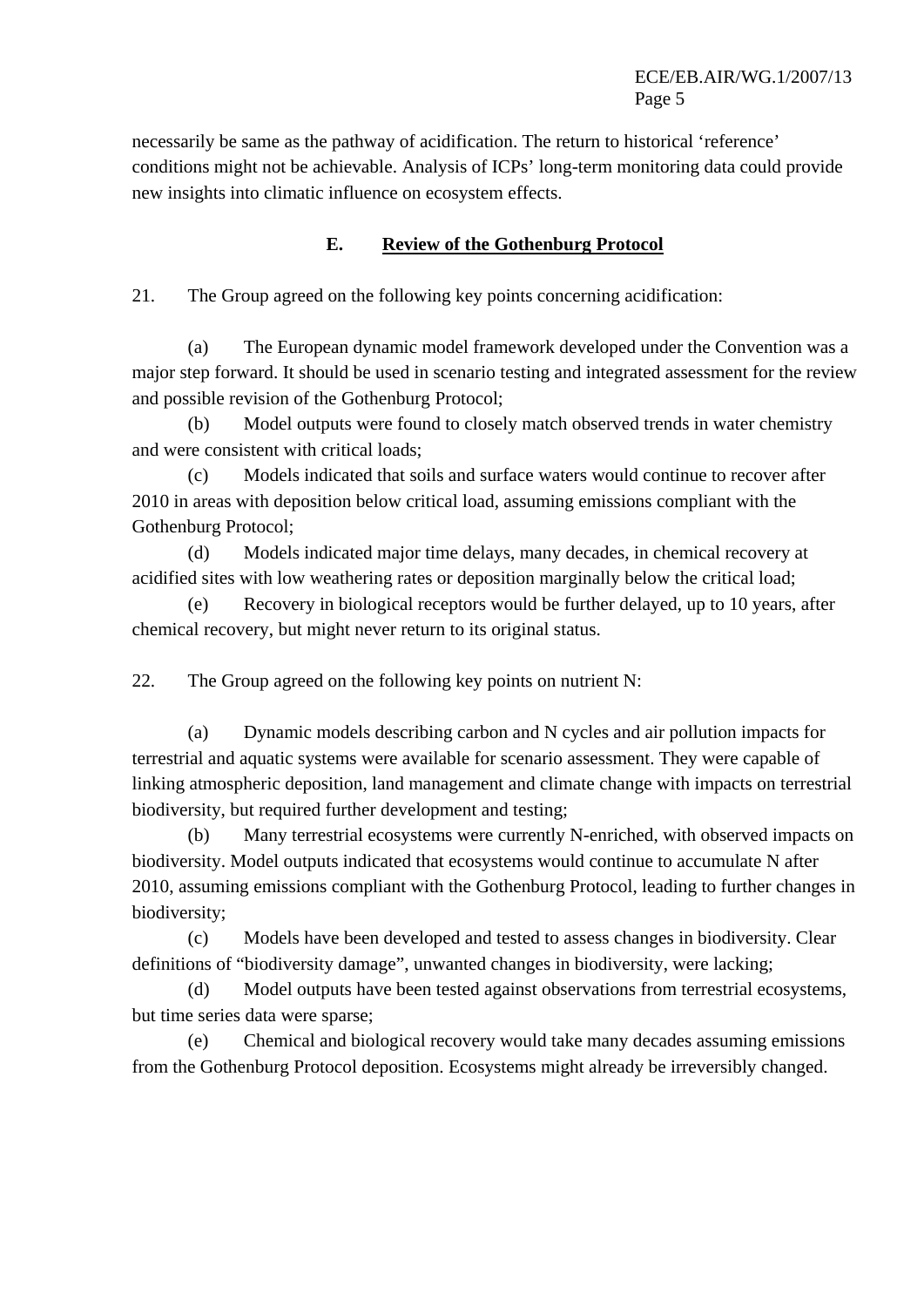necessarily be same as the pathway of acidification. The return to historical 'reference' conditions might not be achievable. Analysis of ICPs' long-term monitoring data could provide new insights into climatic influence on ecosystem effects.

## E. Review of the Gothenburg Protocol

21. The Group agreed on the following key points concerning acidification:

(a) The European dynamic model framework developed under the Convention was a major step forward. It should be used in scenario testing and integrated assessment for the review and possible revision of the Gothenburg Protocol;

(b) Model outputs were found to closely match observed trends in water chemistry and were consistent with critical loads;

(c) Models indicated that soils and surface waters would continue to recover after 2010 in areas with deposition below critical load, assuming emissions compliant with the Gothenburg Protocol;

(d) Models indicated major time delays, many decades, in chemical recovery at acidified sites with low weathering rates or deposition marginally below the critical load;

(e) Recovery in biological receptors would be further delayed, up to 10 years, after chemical recovery, but might never return to its original status.

22. The Group agreed on the following key points on nutrient N:

(a) Dynamic models describing carbon and N cycles and air pollution impacts for terrestrial and aquatic systems were available for scenario assessment. They were capable of linking atmospheric deposition, land management and climate change with impacts on terrestrial biodiversity, but required further development and testing;

(b) Many terrestrial ecosystems were currently N-enriched, with observed impacts on biodiversity. Model outputs indicated that ecosystems would continue to accumulate N after 2010, assuming emissions compliant with the Gothenburg Protocol, leading to further changes in biodiversity;

(c) Models have been developed and tested to assess changes in biodiversity. Clear definitions of "biodiversity damage", unwanted changes in biodiversity, were lacking;

(d) Model outputs have been tested against observations from terrestrial ecosystems, but time series data were sparse;

(e) Chemical and biological recovery would take many decades assuming emissions from the Gothenburg Protocol deposition. Ecosystems might already be irreversibly changed.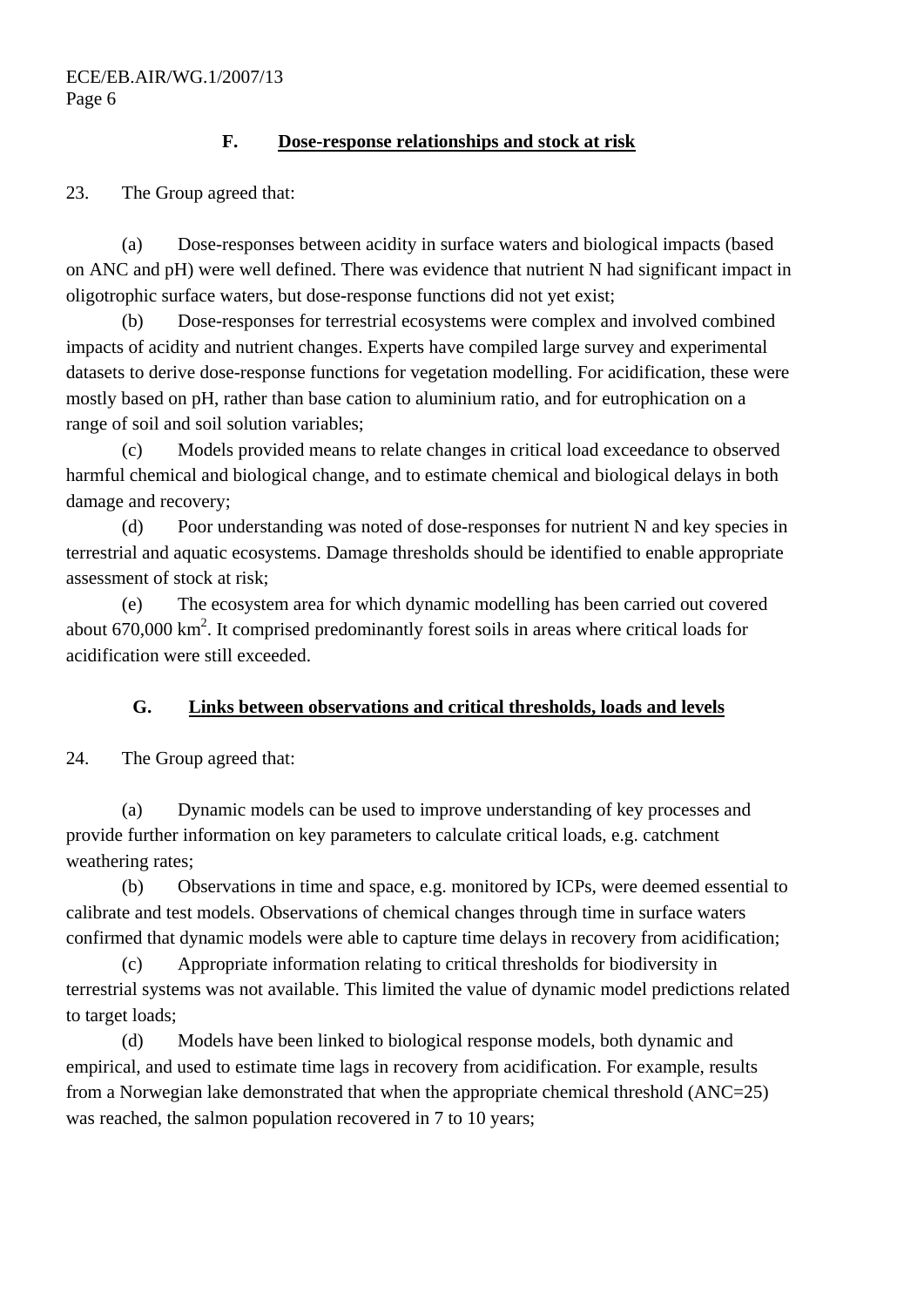### F. Dose-response relationships and stock at risk

23. The Group agreed that:

(a) Dose-responses between acidity in surface waters and biological impacts (based on ANC and pH) were well defined. There was evidence that nutrient N had significant impact in oligotrophic surface waters, but dose-response functions did not yet exist;

(b) Dose-responses for terrestrial ecosystems were complex and involved combined impacts of acidity and nutrient changes. Experts have compiled large survey and experimental datasets to derive dose-response functions for vegetation modelling. For acidification, these were mostly based on pH, rather than base cation to aluminium ratio, and for eutrophication on a range of soil and soil solution variables;

(c) Models provided means to relate changes in critical load exceedance to observed harmful chemical and biological change, and to estimate chemical and biological delays in both damage and recovery;

(d) Poor understanding was noted of dose-responses for nutrient N and key species in terrestrial and aquatic ecosystems. Damage thresholds should be identified to enable appropriate assessment of stock at risk;

(e) The ecosystem area for which dynamic modelling has been carried out covered about 670,000 $km^2$. It comprised predominantly forest soils in areas where critical loads for acidification were still exceeded.

### G. Links between observations and critical thresholds, loads and levels

24. The Group agreed that:

(a) Dynamic models can be used to improve understanding of key processes and provide further information on key parameters to calculate critical loads, e.g. catchment weathering rates;

(b) Observations in time and space, e.g. monitored by ICPs, were deemed essential to calibrate and test models. Observations of chemical changes through time in surface waters confirmed that dynamic models were able to capture time delays in recovery from acidification;

(c) Appropriate information relating to critical thresholds for biodiversity in terrestrial systems was not available. This limited the value of dynamic model predictions related to target loads;

(d) Models have been linked to biological response models, both dynamic and empirical, and used to estimate time lags in recovery from acidification. For example, results from a Norwegian lake demonstrated that when the appropriate chemical threshold (ANC=25) was reached, the salmon population recovered in 7 to 10 years;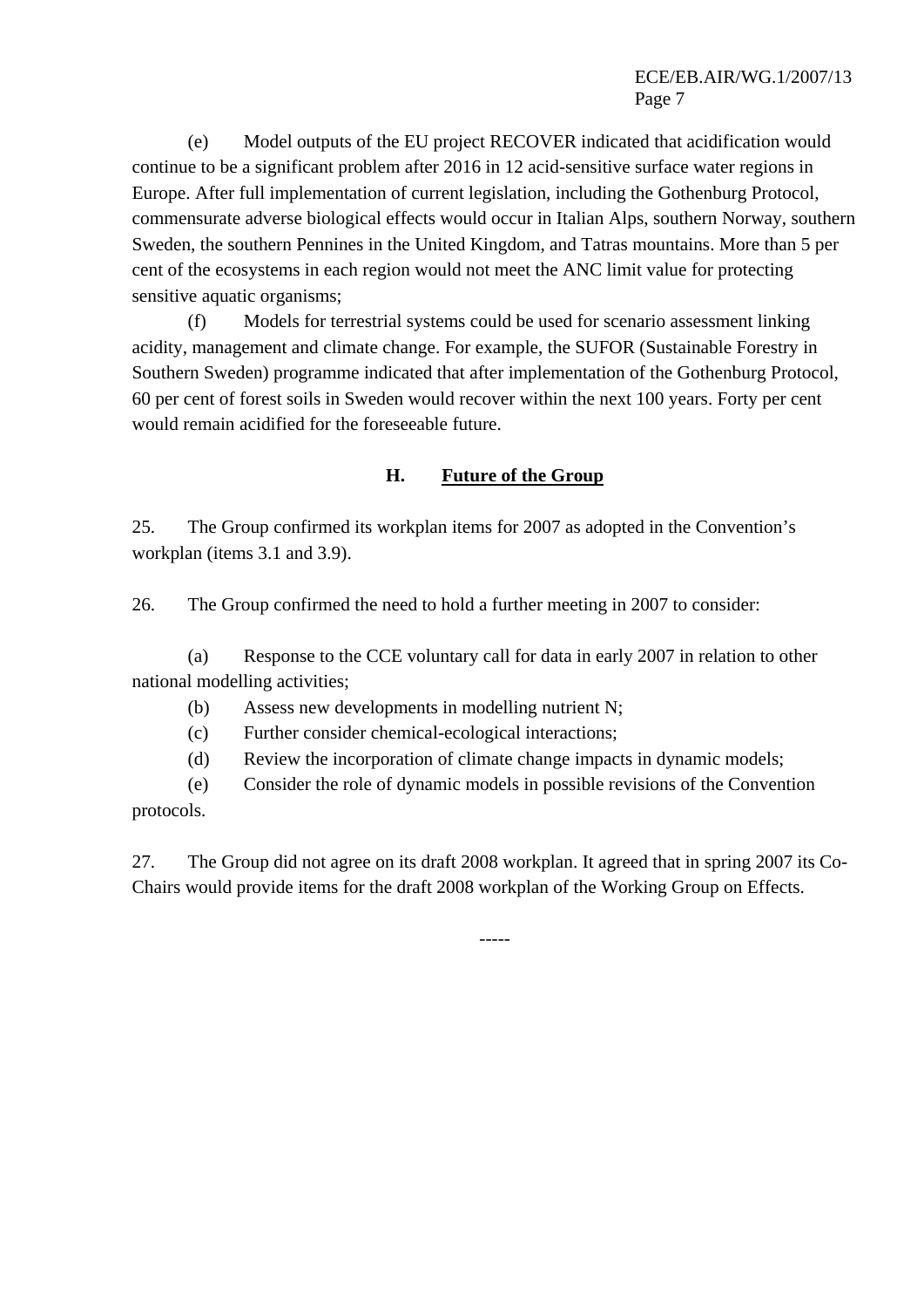(e) Model outputs of the EU project RECOVER indicated that acidification would continue to be a significant problem after 2016 in 12 acid-sensitive surface water regions in Europe. After full implementation of current legislation, including the Gothenburg Protocol, commensurate adverse biological effects would occur in Italian Alps, southern Norway, southern Sweden, the southern Pennines in the United Kingdom, and Tatras mountains. More than 5 per cent of the ecosystems in each region would not meet the ANC limit value for protecting sensitive aquatic organisms;

(f) Models for terrestrial systems could be used for scenario assessment linking acidity, management and climate change. For example, the SUFOR (Sustainable Forestry in Southern Sweden) programme indicated that after implementation of the Gothenburg Protocol, 60 per cent of forest soils in Sweden would recover within the next 100 years. Forty per cent would remain acidified for the foreseeable future.

## H. Future of the Group

25. The Group confirmed its workplan items for 2007 as adopted in the Convention's workplan (items 3.1 and 3.9).

26. The Group confirmed the need to hold a further meeting in 2007 to consider:

(a) Response to the CCE voluntary call for data in early 2007 in relation to other national modelling activities;

(b) Assess new developments in modelling nutrient N;

(c) Further consider chemical-ecological interactions;

(d) Review the incorporation of climate change impacts in dynamic models;

(e) Consider the role of dynamic models in possible revisions of the Convention protocols.

27. The Group did not agree on its draft 2008 workplan. It agreed that in spring 2007 its Co-Chairs would provide items for the draft 2008 workplan of the Working Group on Effects.

-----